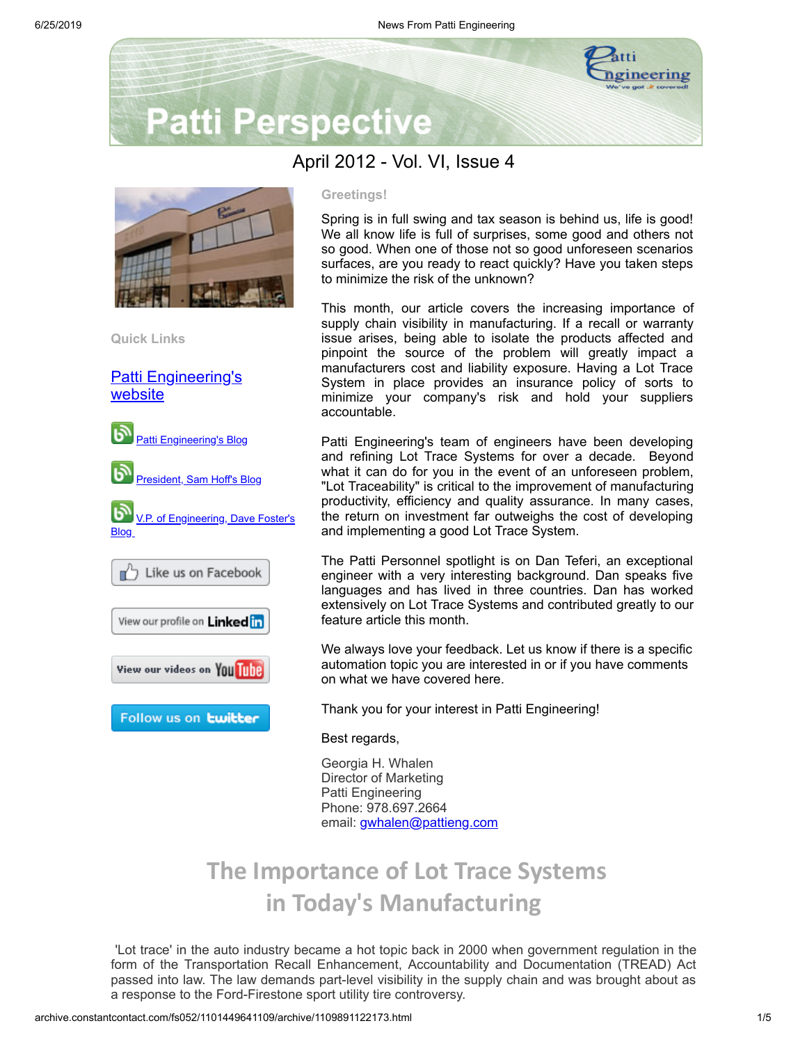# Patti Perspective

April 2012 - Vol. VI, Issue 4

**Quick Links**

[Patti Engineering's website]()

[Patti Engineering's Blog]()

[President, Sam Hoff's Blog]()

[V.P. of Engineering, Dave Foster's Blog]()

Like us on Facebook

View our profile on LinkedIn

View our videos on YouTube

Follow us on twitter

**Greetings!**

Spring is in full swing and tax season is behind us, life is good! We all know life is full of surprises, some good and others not so good. When one of those not so good unforeseen scenarios surfaces, are you ready to react quickly? Have you taken steps to minimize the risk of the unknown?

This month, our article covers the increasing importance of supply chain visibility in manufacturing. If a recall or warranty issue arises, being able to isolate the products affected and pinpoint the source of the problem will greatly impact a manufacturers cost and liability exposure. Having a Lot Trace System in place provides an insurance policy of sorts to minimize your company's risk and hold your suppliers accountable.

Patti Engineering's team of engineers have been developing and refining Lot Trace Systems for over a decade. Beyond what it can do for you in the event of an unforeseen problem, "Lot Traceability" is critical to the improvement of manufacturing productivity, efficiency and quality assurance. In many cases, the return on investment far outweighs the cost of developing and implementing a good Lot Trace System.

The Patti Personnel spotlight is on Dan Teferi, an exceptional engineer with a very interesting background. Dan speaks five languages and has lived in three countries. Dan has worked extensively on Lot Trace Systems and contributed greatly to our feature article this month.

We always love your feedback. Let us know if there is a specific automation topic you are interested in or if you have comments on what we have covered here.

Thank you for your interest in Patti Engineering!

Best regards,

Georgia H. Whalen
Director of Marketing
Patti Engineering
Phone: 978.697.2664
email: gwhalen@pattieng.com

## The Importance of Lot Trace Systems in Today's Manufacturing

'Lot trace' in the auto industry became a hot topic back in 2000 when government regulation in the form of the Transportation Recall Enhancement, Accountability and Documentation (TREAD) Act passed into law. The law demands part-level visibility in the supply chain and was brought about as a response to the Ford-Firestone sport utility tire controversy.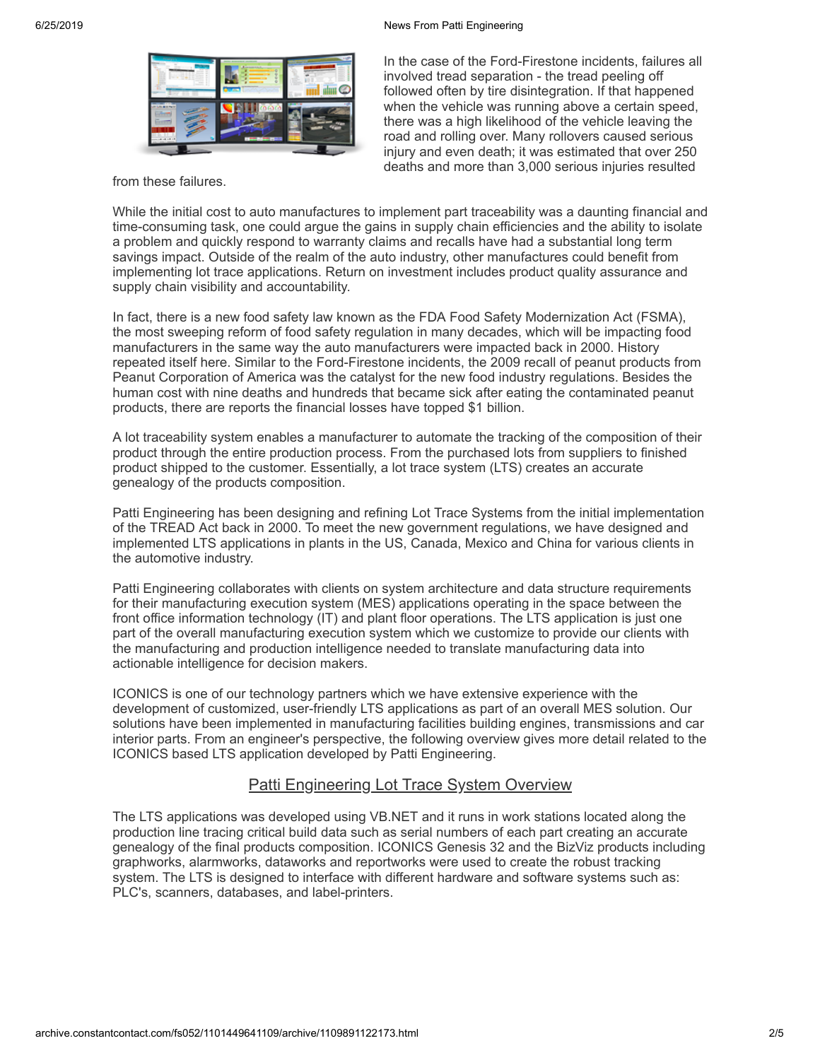In the case of the Ford-Firestone incidents, failures all involved tread separation - the tread peeling off followed often by tire disintegration. If that happened when the vehicle was running above a certain speed, there was a high likelihood of the vehicle leaving the road and rolling over. Many rollovers caused serious injury and even death; it was estimated that over 250 deaths and more than 3,000 serious injuries resulted from these failures.

While the initial cost to auto manufactures to implement part traceability was a daunting financial and time-consuming task, one could argue the gains in supply chain efficiencies and the ability to isolate a problem and quickly respond to warranty claims and recalls have had a substantial long term savings impact. Outside of the realm of the auto industry, other manufactures could benefit from implementing lot trace applications. Return on investment includes product quality assurance and supply chain visibility and accountability.

In fact, there is a new food safety law known as the FDA Food Safety Modernization Act (FSMA), the most sweeping reform of food safety regulation in many decades, which will be impacting food manufacturers in the same way the auto manufacturers were impacted back in 2000. History repeated itself here. Similar to the Ford-Firestone incidents, the 2009 recall of peanut products from Peanut Corporation of America was the catalyst for the new food industry regulations. Besides the human cost with nine deaths and hundreds that became sick after eating the contaminated peanut products, there are reports the financial losses have topped $1 billion.

A lot traceability system enables a manufacturer to automate the tracking of the composition of their product through the entire production process. From the purchased lots from suppliers to finished product shipped to the customer. Essentially, a lot trace system (LTS) creates an accurate genealogy of the products composition.

Patti Engineering has been designing and refining Lot Trace Systems from the initial implementation of the TREAD Act back in 2000. To meet the new government regulations, we have designed and implemented LTS applications in plants in the US, Canada, Mexico and China for various clients in the automotive industry.

Patti Engineering collaborates with clients on system architecture and data structure requirements for their manufacturing execution system (MES) applications operating in the space between the front office information technology (IT) and plant floor operations. The LTS application is just one part of the overall manufacturing execution system which we customize to provide our clients with the manufacturing and production intelligence needed to translate manufacturing data into actionable intelligence for decision makers.

ICONICS is one of our technology partners which we have extensive experience with the development of customized, user-friendly LTS applications as part of an overall MES solution. Our solutions have been implemented in manufacturing facilities building engines, transmissions and car interior parts. From an engineer's perspective, the following overview gives more detail related to the ICONICS based LTS application developed by Patti Engineering.

## Patti Engineering Lot Trace System Overview

The LTS applications was developed using VB.NET and it runs in work stations located along the production line tracing critical build data such as serial numbers of each part creating an accurate genealogy of the final products composition. ICONICS Genesis 32 and the BizViz products including graphworks, alarmworks, dataworks and reportworks were used to create the robust tracking system. The LTS is designed to interface with different hardware and software systems such as: PLC's, scanners, databases, and label-printers.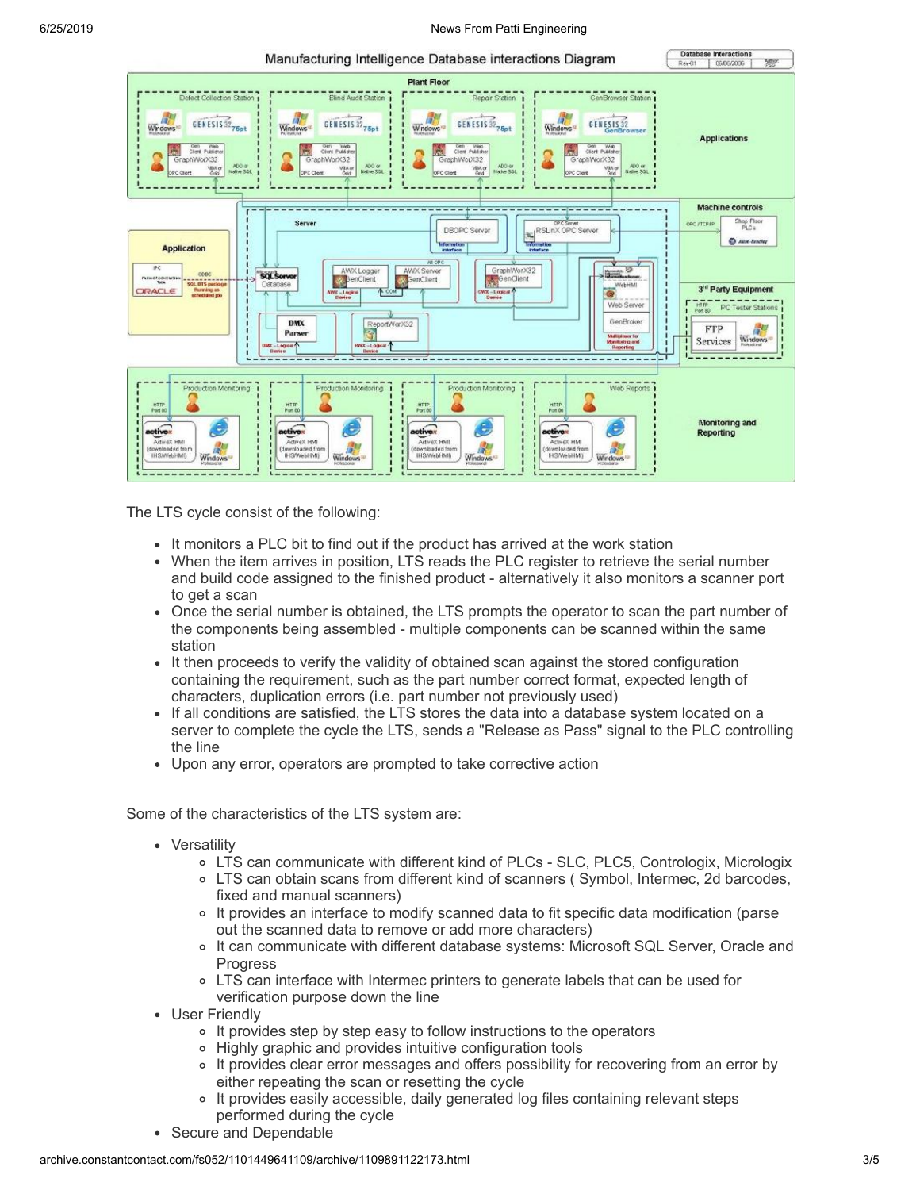Manufacturing Intelligence Database interactions Diagram

The LTS cycle consist of the following:

- It monitors a PLC bit to find out if the product has arrived at the work station
- When the item arrives in position, LTS reads the PLC register to retrieve the serial number and build code assigned to the finished product - alternatively it also monitors a scanner port to get a scan
- Once the serial number is obtained, the LTS prompts the operator to scan the part number of the components being assembled - multiple components can be scanned within the same station
- It then proceeds to verify the validity of obtained scan against the stored configuration containing the requirement, such as the part number correct format, expected length of characters, duplication errors (i.e. part number not previously used)
- If all conditions are satisfied, the LTS stores the data into a database system located on a server to complete the cycle the LTS, sends a "Release as Pass" signal to the PLC controlling the line
- Upon any error, operators are prompted to take corrective action

Some of the characteristics of the LTS system are:

- Versatility
  - LTS can communicate with different kind of PLCs - SLC, PLC5, Contrologix, Micrologix
  - LTS can obtain scans from different kind of scanners ( Symbol, Intermec, 2d barcodes, fixed and manual scanners)
  - It provides an interface to modify scanned data to fit specific data modification (parse out the scanned data to remove or add more characters)
  - It can communicate with different database systems: Microsoft SQL Server, Oracle and Progress
  - LTS can interface with Intermec printers to generate labels that can be used for verification purpose down the line
- User Friendly
  - It provides step by step easy to follow instructions to the operators
  - Highly graphic and provides intuitive configuration tools
  - It provides clear error messages and offers possibility for recovering from an error by either repeating the scan or resetting the cycle
  - It provides easily accessible, daily generated log files containing relevant steps performed during the cycle
- Secure and Dependable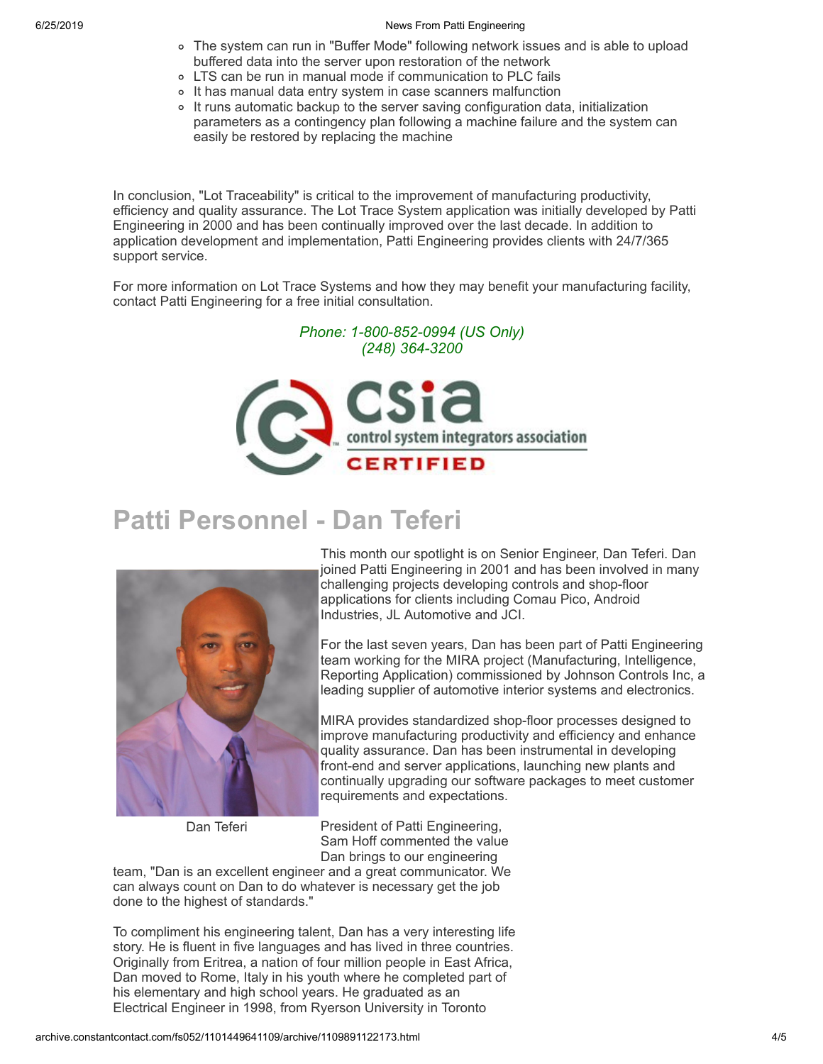- The system can run in "Buffer Mode" following network issues and is able to upload buffered data into the server upon restoration of the network
- LTS can be run in manual mode if communication to PLC fails
- It has manual data entry system in case scanners malfunction
- It runs automatic backup to the server saving configuration data, initialization parameters as a contingency plan following a machine failure and the system can easily be restored by replacing the machine

In conclusion, "Lot Traceability" is critical to the improvement of manufacturing productivity, efficiency and quality assurance. The Lot Trace System application was initially developed by Patti Engineering in 2000 and has been continually improved over the last decade. In addition to application development and implementation, Patti Engineering provides clients with 24/7/365 support service.

For more information on Lot Trace Systems and how they may benefit your manufacturing facility, contact Patti Engineering for a free initial consultation.

*Phone: 1-800-852-0994 (US Only)*
*(248) 364-3200*

csia
control system integrators association
CERTIFIED

## Patti Personnel - Dan Teferi

This month our spotlight is on Senior Engineer, Dan Teferi. Dan joined Patti Engineering in 2001 and has been involved in many challenging projects developing controls and shop-floor applications for clients including Comau Pico, Android Industries, JL Automotive and JCI.

For the last seven years, Dan has been part of Patti Engineering team working for the MIRA project (Manufacturing, Intelligence, Reporting Application) commissioned by Johnson Controls Inc, a leading supplier of automotive interior systems and electronics.

MIRA provides standardized shop-floor processes designed to improve manufacturing productivity and efficiency and enhance quality assurance. Dan has been instrumental in developing front-end and server applications, launching new plants and continually upgrading our software packages to meet customer requirements and expectations.

Dan Teferi

President of Patti Engineering, Sam Hoff commented the value Dan brings to our engineering team, "Dan is an excellent engineer and a great communicator. We can always count on Dan to do whatever is necessary get the job done to the highest of standards."

To compliment his engineering talent, Dan has a very interesting life story. He is fluent in five languages and has lived in three countries. Originally from Eritrea, a nation of four million people in East Africa, Dan moved to Rome, Italy in his youth where he completed part of his elementary and high school years. He graduated as an Electrical Engineer in 1998, from Ryerson University in Toronto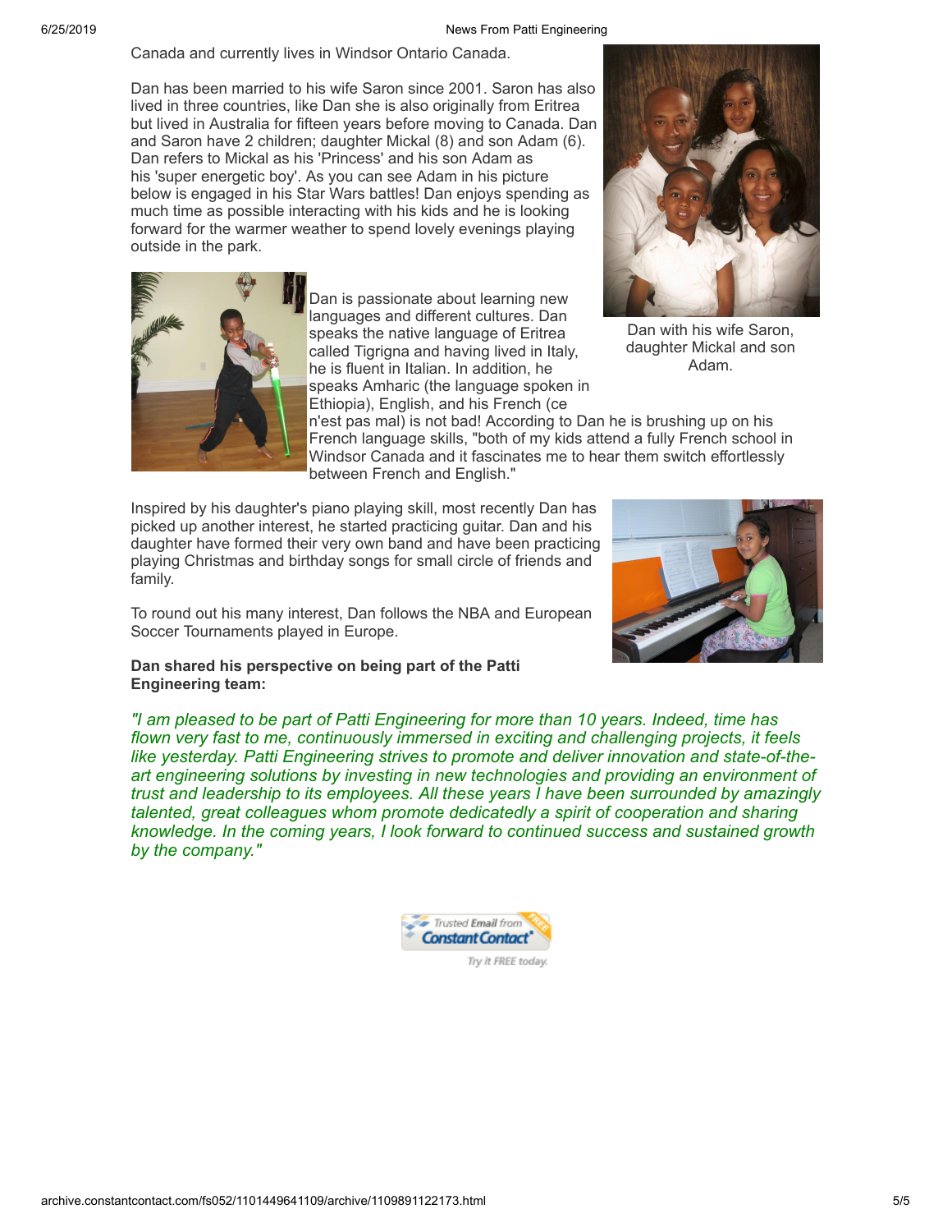Canada and currently lives in Windsor Ontario Canada.

Dan has been married to his wife Saron since 2001. Saron has also lived in three countries, like Dan she is also originally from Eritrea but lived in Australia for fifteen years before moving to Canada. Dan and Saron have 2 children; daughter Mickal (8) and son Adam (6). Dan refers to Mickal as his 'Princess' and his son Adam as his 'super energetic boy'. As you can see Adam in his picture below is engaged in his Star Wars battles! Dan enjoys spending as much time as possible interacting with his kids and he is looking forward for the warmer weather to spend lovely evenings playing outside in the park.

Dan with his wife Saron, daughter Mickal and son Adam.

Dan is passionate about learning new languages and different cultures. Dan speaks the native language of Eritrea called Tigrigna and having lived in Italy, he is fluent in Italian. In addition, he speaks Amharic (the language spoken in Ethiopia), English, and his French (ce n'est pas mal) is not bad! According to Dan he is brushing up on his French language skills, "both of my kids attend a fully French school in Windsor Canada and it fascinates me to hear them switch effortlessly between French and English."

Inspired by his daughter's piano playing skill, most recently Dan has picked up another interest, he started practicing guitar. Dan and his daughter have formed their very own band and have been practicing playing Christmas and birthday songs for small circle of friends and family.

To round out his many interest, Dan follows the NBA and European Soccer Tournaments played in Europe.

**Dan shared his perspective on being part of the Patti Engineering team:**

*"I am pleased to be part of Patti Engineering for more than 10 years. Indeed, time has flown very fast to me, continuously immersed in exciting and challenging projects, it feels like yesterday. Patti Engineering strives to promote and deliver innovation and state-of-the-art engineering solutions by investing in new technologies and providing an environment of trust and leadership to its employees. All these years I have been surrounded by amazingly talented, great colleagues whom promote dedicatedly a spirit of cooperation and sharing knowledge. In the coming years, I look forward to continued success and sustained growth by the company."*

Trusted Email from Constant Contact FREE

Try it FREE today.